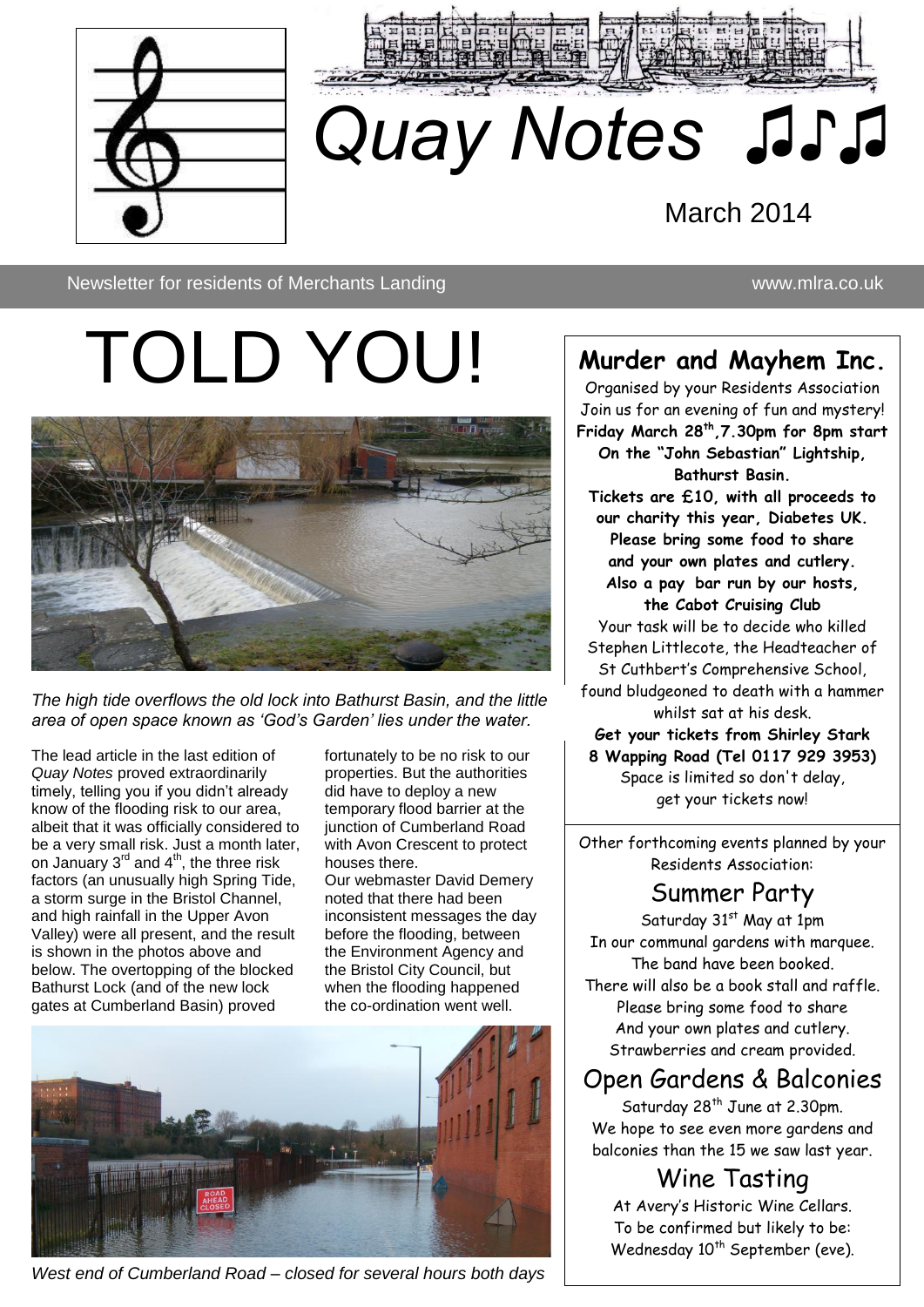# Quay Notes ♫♪♫

March 2014

Newsletter for residents of Merchants Landing www.mlra.co.uk

# TOLD YOU!

*The high tide overflows the old lock into Bathurst Basin, and the little area of open space known as 'God's Garden' lies under the water.*

The lead article in the last edition of *Quay Notes* proved extraordinarily timely, telling you if you didn't already know of the flooding risk to our area, albeit that it was officially considered to be a very small risk. Just a month later, on January 3rd and 4th, the three risk factors (an unusually high Spring Tide, a storm surge in the Bristol Channel, and high rainfall in the Upper Avon Valley) were all present, and the result is shown in the photos above and below. The overtopping of the blocked Bathurst Lock (and of the new lock gates at Cumberland Basin) proved fortunately to be no risk to our properties. But the authorities did have to deploy a new temporary flood barrier at the junction of Cumberland Road with Avon Crescent to protect houses there.

Our webmaster David Demery noted that there had been inconsistent messages the day before the flooding, between the Environment Agency and the Bristol City Council, but when the flooding happened the co-ordination went well.

*West end of Cumberland Road – closed for several hours both days*

## Murder and Mayhem Inc.

Organised by your Residents Association

Join us for an evening of fun and mystery!

**Friday March 28th, 7.30pm for 8pm start**

**On the "John Sebastian" Lightship, Bathurst Basin.**

**Tickets are £10, with all proceeds to our charity this year, Diabetes UK.**

**Please bring some food to share and your own plates and cutlery.**

**Also a pay bar run by our hosts, the Cabot Cruising Club**

Your task will be to decide who killed Stephen Littlecote, the Headteacher of St Cuthbert's Comprehensive School, found bludgeoned to death with a hammer whilst sat at his desk.

**Get your tickets from Shirley Stark**

**8 Wapping Road (Tel 0117 929 3953)**

Space is limited so don't delay, get your tickets now!

Other forthcoming events planned by your Residents Association:

## Summer Party

Saturday 31st May at 1pm

In our communal gardens with marquee.

The band have been booked.

There will also be a book stall and raffle.

Please bring some food to share

And your own plates and cutlery.

Strawberries and cream provided.

## Open Gardens & Balconies

Saturday 28th June at 2.30pm.

We hope to see even more gardens and balconies than the 15 we saw last year.

## Wine Tasting

At Avery's Historic Wine Cellars.

To be confirmed but likely to be:

Wednesday 10th September (eve).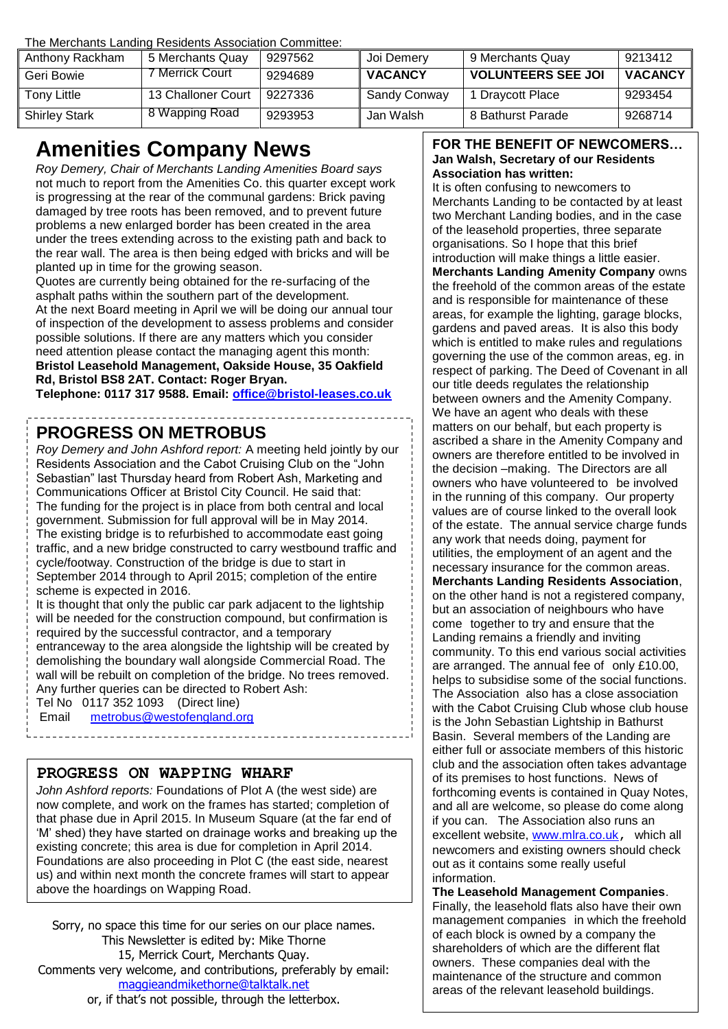The Merchants Landing Residents Association Committee:

| | | | | | |
|---|---|---|---|---|---|
| Anthony Rackham | 5 Merchants Quay | 9297562 | Joi Demery | 9 Merchants Quay | 9213412 |
| Geri Bowie | 7 Merrick Court | 9294689 | **VACANCY** | **VOLUNTEERS SEE JOI** | **VACANCY** |
| Tony Little | 13 Challoner Court | 9227336 | Sandy Conway | 1 Draycott Place | 9293454 |
| Shirley Stark | 8 Wapping Road | 9293953 | Jan Walsh | 8 Bathurst Parade | 9268714 |

# Amenities Company News

*Roy Demery, Chair of Merchants Landing Amenities Board says* not much to report from the Amenities Co. this quarter except work is progressing at the rear of the communal gardens: Brick paving damaged by tree roots has been removed, and to prevent future problems a new enlarged border has been created in the area under the trees extending across to the existing path and back to the rear wall. The area is then being edged with bricks and will be planted up in time for the growing season.

Quotes are currently being obtained for the re-surfacing of the asphalt paths within the southern part of the development.

At the next Board meeting in April we will be doing our annual tour of inspection of the development to assess problems and consider possible solutions. If there are any matters which you consider need attention please contact the managing agent this month:

**Bristol Leasehold Management, Oakside House, 35 Oakfield Rd, Bristol BS8 2AT. Contact: Roger Bryan.**

**Telephone: 0117 317 9588. Email: office@bristol-leases.co.uk**

## PROGRESS ON METROBUS

*Roy Demery and John Ashford report:* A meeting held jointly by our Residents Association and the Cabot Cruising Club on the "John Sebastian" last Thursday heard from Robert Ash, Marketing and Communications Officer at Bristol City Council. He said that:

The funding for the project is in place from both central and local government. Submission for full approval will be in May 2014. The existing bridge is to refurbished to accommodate east going traffic, and a new bridge constructed to carry westbound traffic and cycle/footway. Construction of the bridge is due to start in September 2014 through to April 2015; completion of the entire scheme is expected in 2016.

It is thought that only the public car park adjacent to the lightship will be needed for the construction compound, but confirmation is required by the successful contractor, and a temporary entranceway to the area alongside the lightship will be created by demolishing the boundary wall alongside Commercial Road. The wall will be rebuilt on completion of the bridge. No trees removed.

Any further queries can be directed to Robert Ash:

Tel No 0117 352 1093 (Direct line)

Email metrobus@westofengland.org

## PROGRESS ON WAPPING WHARF

*John Ashford reports:* Foundations of Plot A (the west side) are now complete, and work on the frames has started; completion of that phase due in April 2015. In Museum Square (at the far end of 'M' shed) they have started on drainage works and breaking up the existing concrete; this area is due for completion in April 2014. Foundations are also proceeding in Plot C (the east side, nearest us) and within next month the concrete frames will start to appear above the hoardings on Wapping Road.

Sorry, no space this time for our series on our place names.
This Newsletter is edited by: Mike Thorne
15, Merrick Court, Merchants Quay.
Comments very welcome, and contributions, preferably by email:
maggieandmikethorne@talktalk.net
or, if that's not possible, through the letterbox.

### FOR THE BENEFIT OF NEWCOMERS…

**Jan Walsh, Secretary of our Residents Association has written:**

It is often confusing to newcomers to Merchants Landing to be contacted by at least two Merchant Landing bodies, and in the case of the leasehold properties, three separate organisations. So I hope that this brief introduction will make things a little easier.

**Merchants Landing Amenity Company** owns the freehold of the common areas of the estate and is responsible for maintenance of these areas, for example the lighting, garage blocks, gardens and paved areas. It is also this body which is entitled to make rules and regulations governing the use of the common areas, eg. in respect of parking. The Deed of Covenant in all our title deeds regulates the relationship between owners and the Amenity Company. We have an agent who deals with these matters on our behalf, but each property is ascribed a share in the Amenity Company and owners are therefore entitled to be involved in the decision –making. The Directors are all owners who have volunteered to be involved in the running of this company. Our property values are of course linked to the overall look of the estate. The annual service charge funds any work that needs doing, payment for utilities, the employment of an agent and the necessary insurance for the common areas.

**Merchants Landing Residents Association**, on the other hand is not a registered company, but an association of neighbours who have come together to try and ensure that the Landing remains a friendly and inviting community. To this end various social activities are arranged. The annual fee of only £10.00, helps to subsidise some of the social functions. The Association also has a close association with the Cabot Cruising Club whose club house is the John Sebastian Lightship in Bathurst Basin. Several members of the Landing are either full or associate members of this historic club and the association often takes advantage of its premises to host functions. News of forthcoming events is contained in Quay Notes, and all are welcome, so please do come along if you can. The Association also runs an excellent website, www.mlra.co.uk, which all newcomers and existing owners should check out as it contains some really useful information.

**The Leasehold Management Companies**. Finally, the leasehold flats also have their own management companies in which the freehold of each block is owned by a company the shareholders of which are the different flat owners. These companies deal with the maintenance of the structure and common areas of the relevant leasehold buildings.